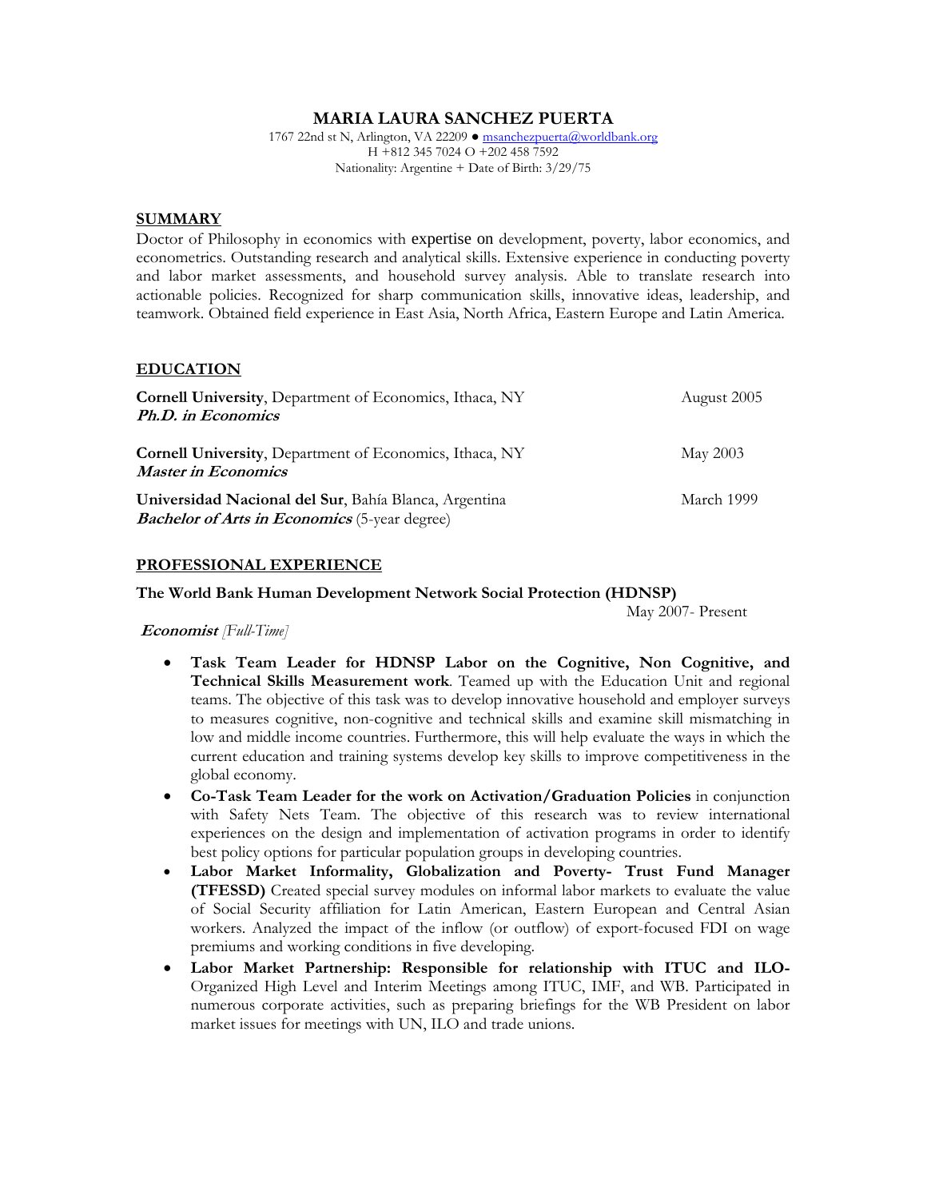# MARIA LAURA SANCHEZ PUERTA

1767 22nd st N, Arlington, VA 22209 ● msanchezpuerta@worldbank.org
H +812 345 7024 O +202 458 7592
Nationality: Argentine + Date of Birth: 3/29/75

## SUMMARY

Doctor of Philosophy in economics with expertise on development, poverty, labor economics, and econometrics. Outstanding research and analytical skills. Extensive experience in conducting poverty and labor market assessments, and household survey analysis. Able to translate research into actionable policies. Recognized for sharp communication skills, innovative ideas, leadership, and teamwork. Obtained field experience in East Asia, North Africa, Eastern Europe and Latin America.

## EDUCATION

**Cornell University**, Department of Economics, Ithaca, NY — August 2005
***Ph.D. in Economics***

**Cornell University**, Department of Economics, Ithaca, NY — May 2003
***Master in Economics***

**Universidad Nacional del Sur**, Bahía Blanca, Argentina — March 1999
***Bachelor of Arts in Economics*** (5-year degree)

## PROFESSIONAL EXPERIENCE

**The World Bank Human Development Network Social Protection (HDNSP)** — May 2007- Present

***Economist*** *[Full-Time]*

- **Task Team Leader for HDNSP Labor on the Cognitive, Non Cognitive, and Technical Skills Measurement work**. Teamed up with the Education Unit and regional teams. The objective of this task was to develop innovative household and employer surveys to measures cognitive, non-cognitive and technical skills and examine skill mismatching in low and middle income countries. Furthermore, this will help evaluate the ways in which the current education and training systems develop key skills to improve competitiveness in the global economy.
- **Co-Task Team Leader for the work on Activation/Graduation Policies** in conjunction with Safety Nets Team. The objective of this research was to review international experiences on the design and implementation of activation programs in order to identify best policy options for particular population groups in developing countries.
- **Labor Market Informality, Globalization and Poverty- Trust Fund Manager (TFESSD)** Created special survey modules on informal labor markets to evaluate the value of Social Security affiliation for Latin American, Eastern European and Central Asian workers. Analyzed the impact of the inflow (or outflow) of export-focused FDI on wage premiums and working conditions in five developing.
- **Labor Market Partnership: Responsible for relationship with ITUC and ILO-** Organized High Level and Interim Meetings among ITUC, IMF, and WB. Participated in numerous corporate activities, such as preparing briefings for the WB President on labor market issues for meetings with UN, ILO and trade unions.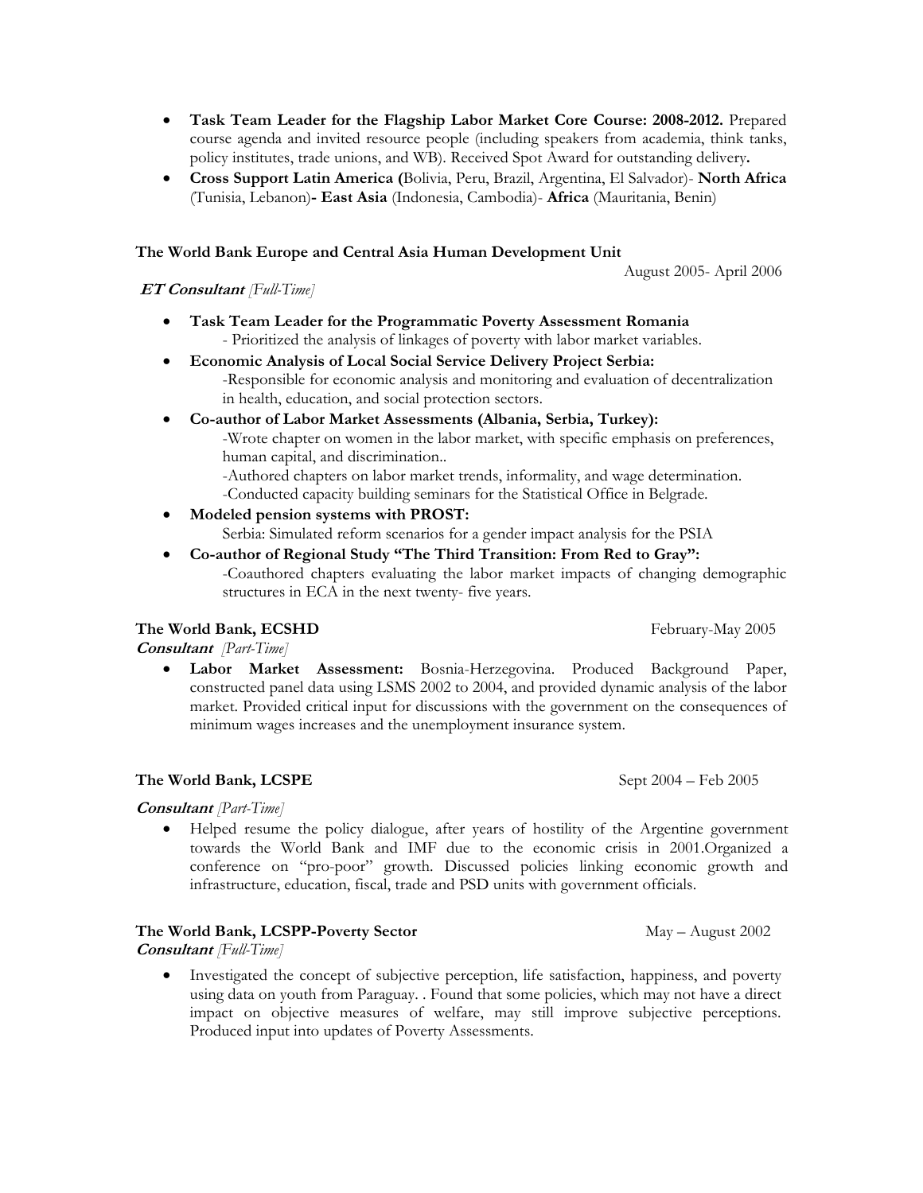- **Task Team Leader for the Flagship Labor Market Core Course: 2008-2012.** Prepared course agenda and invited resource people (including speakers from academia, think tanks, policy institutes, trade unions, and WB). Received Spot Award for outstanding delivery**.**
- **Cross Support Latin America (**Bolivia, Peru, Brazil, Argentina, El Salvador)- **North Africa** (Tunisia, Lebanon)**- East Asia** (Indonesia, Cambodia)- **Africa** (Mauritania, Benin)

**The World Bank Europe and Central Asia Human Development Unit**

August 2005- April 2006

***ET Consultant*** *[Full-Time]*

- **Task Team Leader for the Programmatic Poverty Assessment Romania**
  - Prioritized the analysis of linkages of poverty with labor market variables.
- **Economic Analysis of Local Social Service Delivery Project Serbia:**
  -Responsible for economic analysis and monitoring and evaluation of decentralization in health, education, and social protection sectors.
- **Co-author of Labor Market Assessments (Albania, Serbia, Turkey):**
  -Wrote chapter on women in the labor market, with specific emphasis on preferences, human capital, and discrimination..
  -Authored chapters on labor market trends, informality, and wage determination.
  -Conducted capacity building seminars for the Statistical Office in Belgrade.
- **Modeled pension systems with PROST:**
  Serbia: Simulated reform scenarios for a gender impact analysis for the PSIA
- **Co-author of Regional Study "The Third Transition: From Red to Gray":**
  -Coauthored chapters evaluating the labor market impacts of changing demographic structures in ECA in the next twenty- five years.

**The World Bank, ECSHD** February-May 2005

***Consultant*** *[Part-Time]*

- **Labor Market Assessment:** Bosnia-Herzegovina. Produced Background Paper, constructed panel data using LSMS 2002 to 2004, and provided dynamic analysis of the labor market. Provided critical input for discussions with the government on the consequences of minimum wages increases and the unemployment insurance system.

**The World Bank, LCSPE** Sept 2004 – Feb 2005

***Consultant*** *[Part-Time]*

- Helped resume the policy dialogue, after years of hostility of the Argentine government towards the World Bank and IMF due to the economic crisis in 2001.Organized a conference on "pro-poor" growth. Discussed policies linking economic growth and infrastructure, education, fiscal, trade and PSD units with government officials.

**The World Bank, LCSPP-Poverty Sector** May – August 2002

***Consultant*** *[Full-Time]*

- Investigated the concept of subjective perception, life satisfaction, happiness, and poverty using data on youth from Paraguay. . Found that some policies, which may not have a direct impact on objective measures of welfare, may still improve subjective perceptions. Produced input into updates of Poverty Assessments.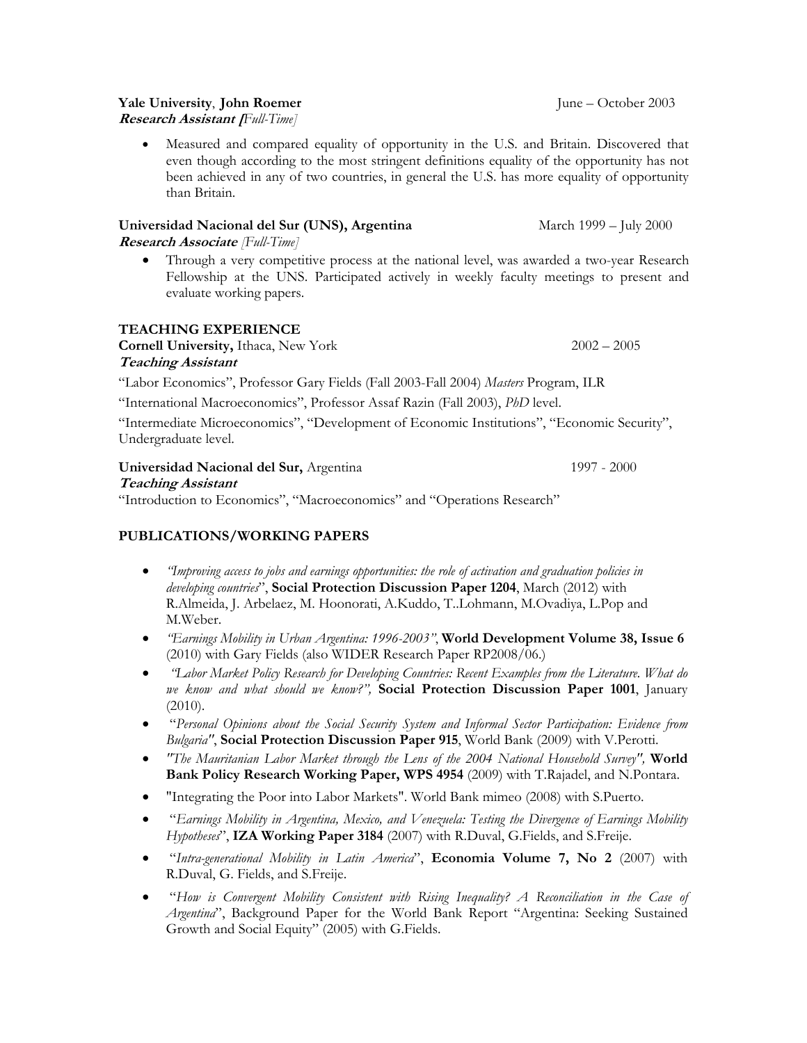**Yale University**, **John Roemer** June – October 2003
***Research Assistant [****Full-Time]*

- Measured and compared equality of opportunity in the U.S. and Britain. Discovered that even though according to the most stringent definitions equality of the opportunity has not been achieved in any of two countries, in general the U.S. has more equality of opportunity than Britain.

**Universidad Nacional del Sur (UNS), Argentina** March 1999 – July 2000
***Research Associate*** *[Full-Time]*

- Through a very competitive process at the national level, was awarded a two-year Research Fellowship at the UNS. Participated actively in weekly faculty meetings to present and evaluate working papers.

## TEACHING EXPERIENCE

**Cornell University,** Ithaca, New York 2002 – 2005
***Teaching Assistant***

"Labor Economics", Professor Gary Fields (Fall 2003-Fall 2004) *Masters* Program, ILR

"International Macroeconomics", Professor Assaf Razin (Fall 2003), *PhD* level.

"Intermediate Microeconomics", "Development of Economic Institutions", "Economic Security", Undergraduate level.

**Universidad Nacional del Sur,** Argentina 1997 - 2000
***Teaching Assistant***

"Introduction to Economics", "Macroeconomics" and "Operations Research"

## PUBLICATIONS/WORKING PAPERS

- *"Improving access to jobs and earnings opportunities: the role of activation and graduation policies in developing countries*", **Social Protection Discussion Paper 1204**, March (2012) with R.Almeida, J. Arbelaez, M. Hoonorati, A.Kuddo, T..Lohmann, M.Ovadiya, L.Pop and M.Weber.
- *"Earnings Mobility in Urban Argentina: 1996-2003"*, **World Development Volume 38, Issue 6** (2010) with Gary Fields (also WIDER Research Paper RP2008/06.)
- *"Labor Market Policy Research for Developing Countries: Recent Examples from the Literature. What do we know and what should we know?",* **Social Protection Discussion Paper 1001**, January (2010).
- "*Personal Opinions about the Social Security System and Informal Sector Participation: Evidence from Bulgaria"*, **Social Protection Discussion Paper 915**, World Bank (2009) with V.Perotti.
- *"The Mauritanian Labor Market through the Lens of the 2004 National Household Survey",* **World Bank Policy Research Working Paper, WPS 4954** (2009) with T.Rajadel, and N.Pontara.
- "Integrating the Poor into Labor Markets". World Bank mimeo (2008) with S.Puerto.
- "*Earnings Mobility in Argentina, Mexico, and Venezuela: Testing the Divergence of Earnings Mobility Hypotheses*", **IZA Working Paper 3184** (2007) with R.Duval, G.Fields, and S.Freije.
- "*Intra-generational Mobility in Latin America*", **Economia Volume 7, No 2** (2007) with R.Duval, G. Fields, and S.Freije.
- "*How is Convergent Mobility Consistent with Rising Inequality? A Reconciliation in the Case of Argentina*", Background Paper for the World Bank Report "Argentina: Seeking Sustained Growth and Social Equity" (2005) with G.Fields.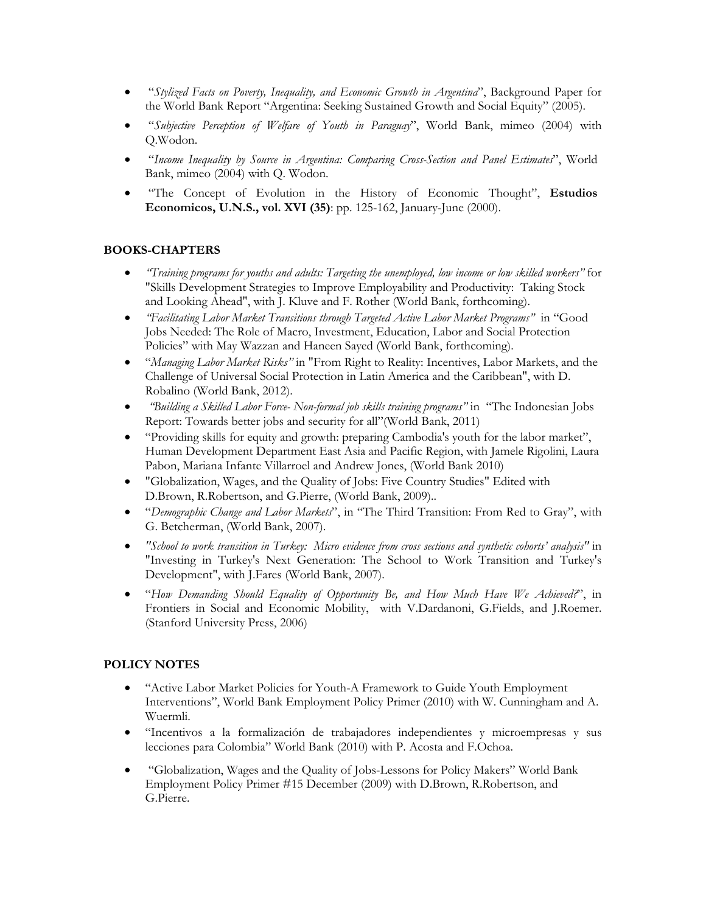- "*Stylized Facts on Poverty, Inequality, and Economic Growth in Argentina*", Background Paper for the World Bank Report "Argentina: Seeking Sustained Growth and Social Equity" (2005).
- "*Subjective Perception of Welfare of Youth in Paraguay*", World Bank, mimeo (2004) with Q.Wodon.
- "*Income Inequality by Source in Argentina: Comparing Cross-Section and Panel Estimates*", World Bank, mimeo (2004) with Q. Wodon.
- "The Concept of Evolution in the History of Economic Thought", **Estudios Economicos, U.N.S., vol. XVI (35)**: pp. 125-162, January-June (2000).

## BOOKS-CHAPTERS

- *"Training programs for youths and adults: Targeting the unemployed, low income or low skilled workers"* for "Skills Development Strategies to Improve Employability and Productivity: Taking Stock and Looking Ahead", with J. Kluve and F. Rother (World Bank, forthcoming).
- *"Facilitating Labor Market Transitions through Targeted Active Labor Market Programs"* in "Good Jobs Needed: The Role of Macro, Investment, Education, Labor and Social Protection Policies" with May Wazzan and Haneen Sayed (World Bank, forthcoming).
- "*Managing Labor Market Risks"* in "From Right to Reality: Incentives, Labor Markets, and the Challenge of Universal Social Protection in Latin America and the Caribbean", with D. Robalino (World Bank, 2012).
- *"Building a Skilled Labor Force- Non-formal job skills training programs"* in "The Indonesian Jobs Report: Towards better jobs and security for all"(World Bank, 2011)
- "Providing skills for equity and growth: preparing Cambodia's youth for the labor market", Human Development Department East Asia and Pacific Region, with Jamele Rigolini, Laura Pabon, Mariana Infante Villarroel and Andrew Jones, (World Bank 2010)
- "Globalization, Wages, and the Quality of Jobs: Five Country Studies" Edited with D.Brown, R.Robertson, and G.Pierre, (World Bank, 2009)..
- "*Demographic Change and Labor Markets*", in "The Third Transition: From Red to Gray", with G. Betcherman, (World Bank, 2007).
- *"School to work transition in Turkey: Micro evidence from cross sections and synthetic cohorts' analysis"* in "Investing in Turkey's Next Generation: The School to Work Transition and Turkey's Development", with J.Fares (World Bank, 2007).
- "*How Demanding Should Equality of Opportunity Be, and How Much Have We Achieved?*", in Frontiers in Social and Economic Mobility, with V.Dardanoni, G.Fields, and J.Roemer. (Stanford University Press, 2006)

## POLICY NOTES

- "Active Labor Market Policies for Youth-A Framework to Guide Youth Employment Interventions", World Bank Employment Policy Primer (2010) with W. Cunningham and A. Wuermli.
- "Incentivos a la formalización de trabajadores independientes y microempresas y sus lecciones para Colombia" World Bank (2010) with P. Acosta and F.Ochoa.
- "Globalization, Wages and the Quality of Jobs-Lessons for Policy Makers" World Bank Employment Policy Primer #15 December (2009) with D.Brown, R.Robertson, and G.Pierre.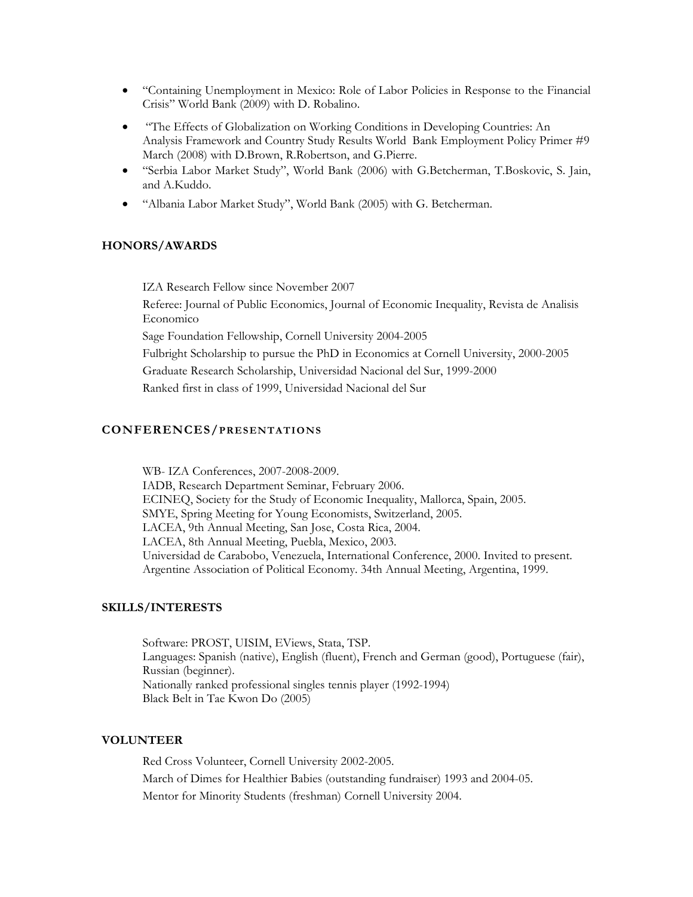- "Containing Unemployment in Mexico: Role of Labor Policies in Response to the Financial Crisis" World Bank (2009) with D. Robalino.
- "The Effects of Globalization on Working Conditions in Developing Countries: An Analysis Framework and Country Study Results World Bank Employment Policy Primer #9 March (2008) with D.Brown, R.Robertson, and G.Pierre.
- "Serbia Labor Market Study", World Bank (2006) with G.Betcherman, T.Boskovic, S. Jain, and A.Kuddo.
- "Albania Labor Market Study", World Bank (2005) with G. Betcherman.

## HONORS/AWARDS

IZA Research Fellow since November 2007

Referee: Journal of Public Economics, Journal of Economic Inequality, Revista de Analisis Economico

Sage Foundation Fellowship, Cornell University 2004-2005

Fulbright Scholarship to pursue the PhD in Economics at Cornell University, 2000-2005

Graduate Research Scholarship, Universidad Nacional del Sur, 1999-2000

Ranked first in class of 1999, Universidad Nacional del Sur

## CONFERENCES/PRESENTATIONS

WB- IZA Conferences, 2007-2008-2009.
IADB, Research Department Seminar, February 2006.
ECINEQ, Society for the Study of Economic Inequality, Mallorca, Spain, 2005.
SMYE, Spring Meeting for Young Economists, Switzerland, 2005.
LACEA, 9th Annual Meeting, San Jose, Costa Rica, 2004.
LACEA, 8th Annual Meeting, Puebla, Mexico, 2003.
Universidad de Carabobo, Venezuela, International Conference, 2000. Invited to present.
Argentine Association of Political Economy. 34th Annual Meeting, Argentina, 1999.

## SKILLS/INTERESTS

Software: PROST, UISIM, EViews, Stata, TSP.
Languages: Spanish (native), English (fluent), French and German (good), Portuguese (fair), Russian (beginner).
Nationally ranked professional singles tennis player (1992-1994)
Black Belt in Tae Kwon Do (2005)

## VOLUNTEER

Red Cross Volunteer, Cornell University 2002-2005.

March of Dimes for Healthier Babies (outstanding fundraiser) 1993 and 2004-05.

Mentor for Minority Students (freshman) Cornell University 2004.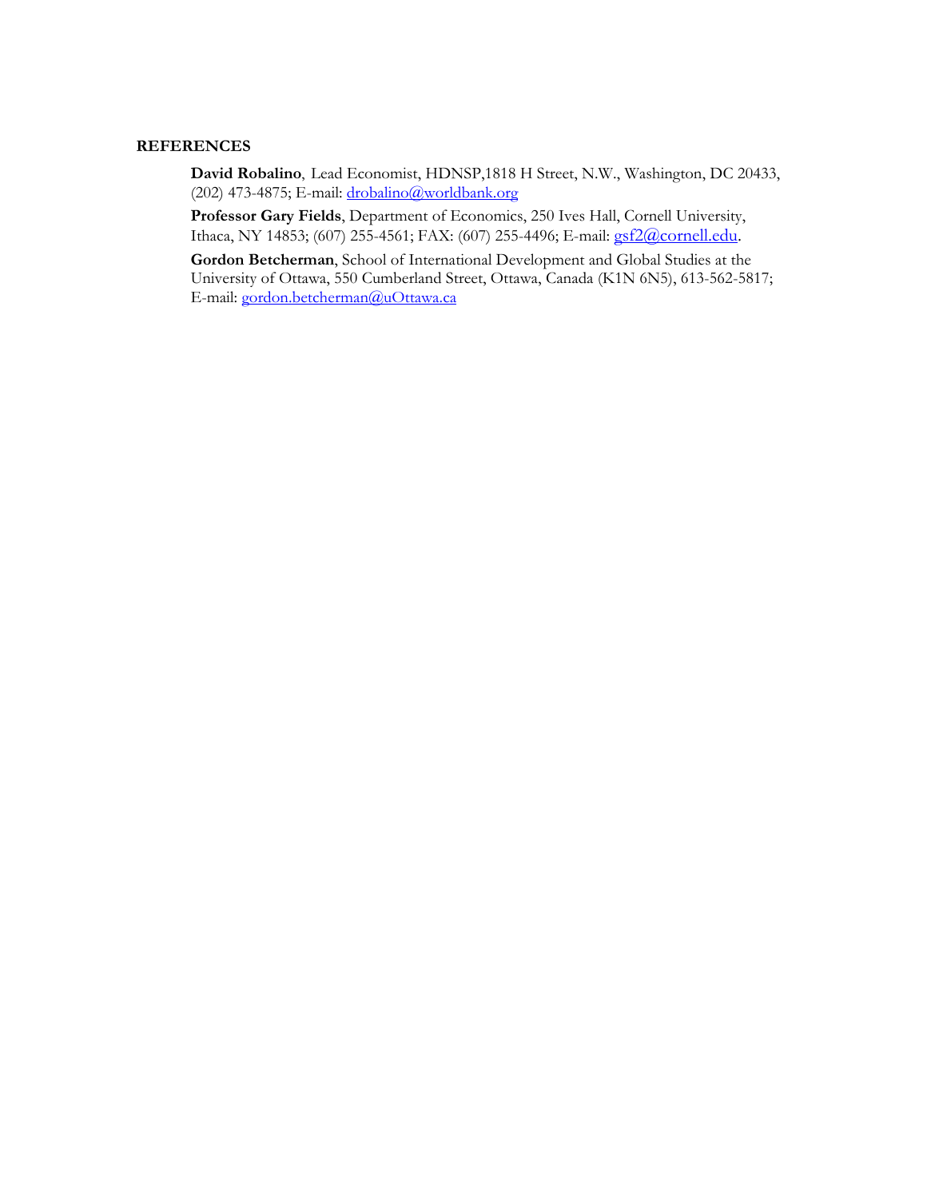**REFERENCES**

**David Robalino**, Lead Economist, HDNSP,1818 H Street, N.W., Washington, DC 20433, (202) 473-4875; E-mail: drobalino@worldbank.org

**Professor Gary Fields**, Department of Economics, 250 Ives Hall, Cornell University, Ithaca, NY 14853; (607) 255-4561; FAX: (607) 255-4496; E-mail: gsf2@cornell.edu.

**Gordon Betcherman**, School of International Development and Global Studies at the University of Ottawa, 550 Cumberland Street, Ottawa, Canada (K1N 6N5), 613-562-5817; E-mail: gordon.betcherman@uOttawa.ca